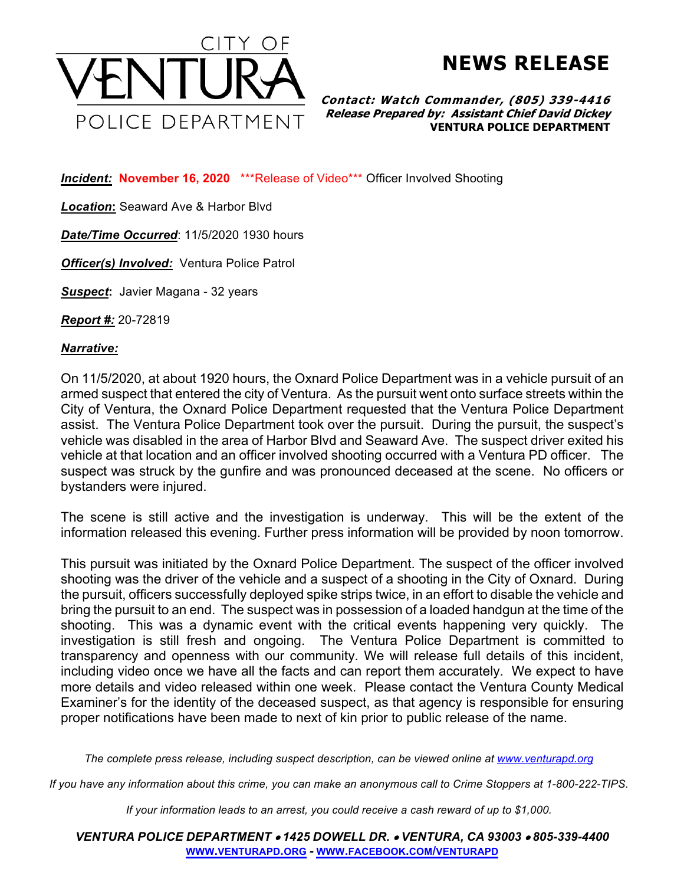CITY OF
# VENTURA
POLICE DEPARTMENT

# NEWS RELEASE

***Contact: Watch Commander, (805) 339-4416***
***Release Prepared by: Assistant Chief David Dickey***
**VENTURA POLICE DEPARTMENT**

***Incident:*** **November 16, 2020** \*\*\*Release of Video\*\*\* Officer Involved Shooting

***Location*:** Seaward Ave & Harbor Blvd

***Date/Time Occurred***: 11/5/2020 1930 hours

***Officer(s) Involved:*** Ventura Police Patrol

***Suspect*:** Javier Magana - 32 years

***Report #:*** 20-72819

***Narrative:***

On 11/5/2020, at about 1920 hours, the Oxnard Police Department was in a vehicle pursuit of an armed suspect that entered the city of Ventura. As the pursuit went onto surface streets within the City of Ventura, the Oxnard Police Department requested that the Ventura Police Department assist. The Ventura Police Department took over the pursuit. During the pursuit, the suspect's vehicle was disabled in the area of Harbor Blvd and Seaward Ave. The suspect driver exited his vehicle at that location and an officer involved shooting occurred with a Ventura PD officer. The suspect was struck by the gunfire and was pronounced deceased at the scene. No officers or bystanders were injured.

The scene is still active and the investigation is underway. This will be the extent of the information released this evening. Further press information will be provided by noon tomorrow.

This pursuit was initiated by the Oxnard Police Department. The suspect of the officer involved shooting was the driver of the vehicle and a suspect of a shooting in the City of Oxnard. During the pursuit, officers successfully deployed spike strips twice, in an effort to disable the vehicle and bring the pursuit to an end. The suspect was in possession of a loaded handgun at the time of the shooting. This was a dynamic event with the critical events happening very quickly. The investigation is still fresh and ongoing. The Ventura Police Department is committed to transparency and openness with our community. We will release full details of this incident, including video once we have all the facts and can report them accurately. We expect to have more details and video released within one week. Please contact the Ventura County Medical Examiner's for the identity of the deceased suspect, as that agency is responsible for ensuring proper notifications have been made to next of kin prior to public release of the name.

*The complete press release, including suspect description, can be viewed online at [www.venturapd.org](http://www.venturapd.org)*

*If you have any information about this crime, you can make an anonymous call to Crime Stoppers at 1-800-222-TIPS.*

*If your information leads to an arrest, you could receive a cash reward of up to $1,000.*

***VENTURA POLICE DEPARTMENT • 1425 DOWELL DR. • VENTURA, CA 93003 • 805-339-4400***
**[WWW.VENTURAPD.ORG](http://WWW.VENTURAPD.ORG) - [WWW.FACEBOOK.COM/VENTURAPD](http://WWW.FACEBOOK.COM/VENTURAPD)**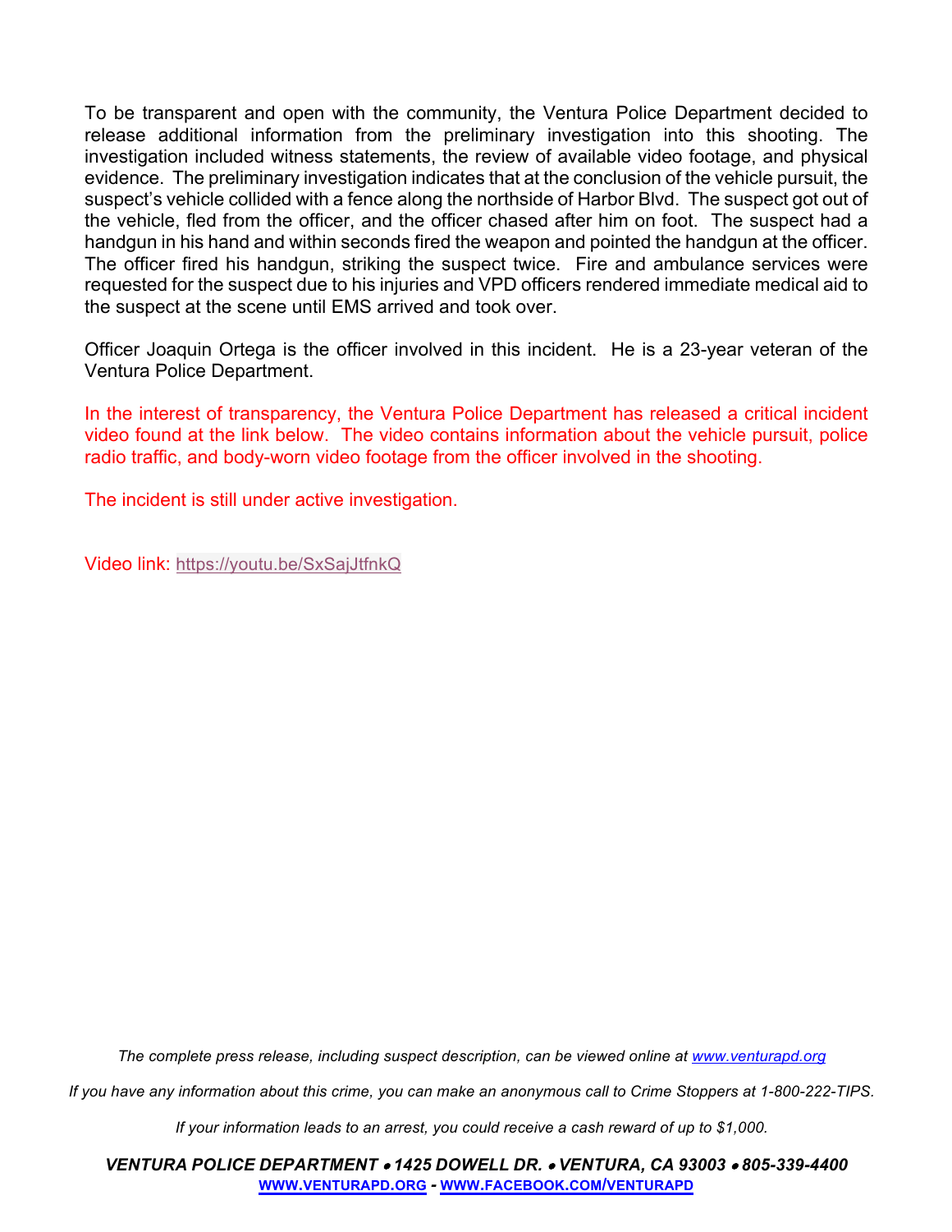To be transparent and open with the community, the Ventura Police Department decided to release additional information from the preliminary investigation into this shooting. The investigation included witness statements, the review of available video footage, and physical evidence. The preliminary investigation indicates that at the conclusion of the vehicle pursuit, the suspect's vehicle collided with a fence along the northside of Harbor Blvd. The suspect got out of the vehicle, fled from the officer, and the officer chased after him on foot. The suspect had a handgun in his hand and within seconds fired the weapon and pointed the handgun at the officer. The officer fired his handgun, striking the suspect twice. Fire and ambulance services were requested for the suspect due to his injuries and VPD officers rendered immediate medical aid to the suspect at the scene until EMS arrived and took over.

Officer Joaquin Ortega is the officer involved in this incident. He is a 23-year veteran of the Ventura Police Department.

In the interest of transparency, the Ventura Police Department has released a critical incident video found at the link below. The video contains information about the vehicle pursuit, police radio traffic, and body-worn video footage from the officer involved in the shooting.

The incident is still under active investigation.

Video link: https://youtu.be/SxSajJtfnkQ

*The complete press release, including suspect description, can be viewed online at www.venturapd.org*

*If you have any information about this crime, you can make an anonymous call to Crime Stoppers at 1-800-222-TIPS.*

*If your information leads to an arrest, you could receive a cash reward of up to $1,000.*

***VENTURA POLICE DEPARTMENT • 1425 DOWELL DR. • VENTURA, CA 93003 • 805-339-4400***

**WWW.VENTURAPD.ORG - WWW.FACEBOOK.COM/VENTURAPD**